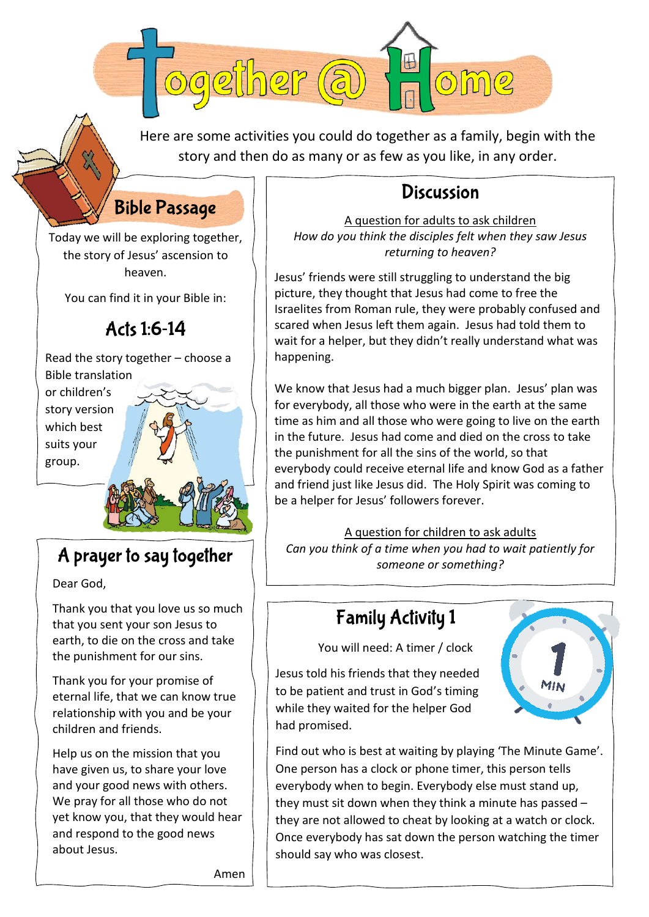# Together @ Home

Here are some activities you could do together as a family, begin with the story and then do as many or as few as you like, in any order.

## Bible Passage

Today we will be exploring together, the story of Jesus' ascension to heaven.

You can find it in your Bible in:

### Acts 1:6-14

Read the story together – choose a Bible translation or children's story version which best suits your group.

## A prayer to say together

Dear God,

Thank you that you love us so much that you sent your son Jesus to earth, to die on the cross and take the punishment for our sins.

Thank you for your promise of eternal life, that we can know true relationship with you and be your children and friends.

Help us on the mission that you have given us, to share your love and your good news with others. We pray for all those who do not yet know you, that they would hear and respond to the good news about Jesus.

Amen

## Discussion

A question for adults to ask children

*How do you think the disciples felt when they saw Jesus returning to heaven?*

Jesus' friends were still struggling to understand the big picture, they thought that Jesus had come to free the Israelites from Roman rule, they were probably confused and scared when Jesus left them again. Jesus had told them to wait for a helper, but they didn't really understand what was happening.

We know that Jesus had a much bigger plan. Jesus' plan was for everybody, all those who were in the earth at the same time as him and all those who were going to live on the earth in the future. Jesus had come and died on the cross to take the punishment for all the sins of the world, so that everybody could receive eternal life and know God as a father and friend just like Jesus did. The Holy Spirit was coming to be a helper for Jesus' followers forever.

A question for children to ask adults

*Can you think of a time when you had to wait patiently for someone or something?*

## Family Activity 1

You will need: A timer / clock

Jesus told his friends that they needed to be patient and trust in God's timing while they waited for the helper God had promised.

Find out who is best at waiting by playing 'The Minute Game'. One person has a clock or phone timer, this person tells everybody when to begin. Everybody else must stand up, they must sit down when they think a minute has passed – they are not allowed to cheat by looking at a watch or clock. Once everybody has sat down the person watching the timer should say who was closest.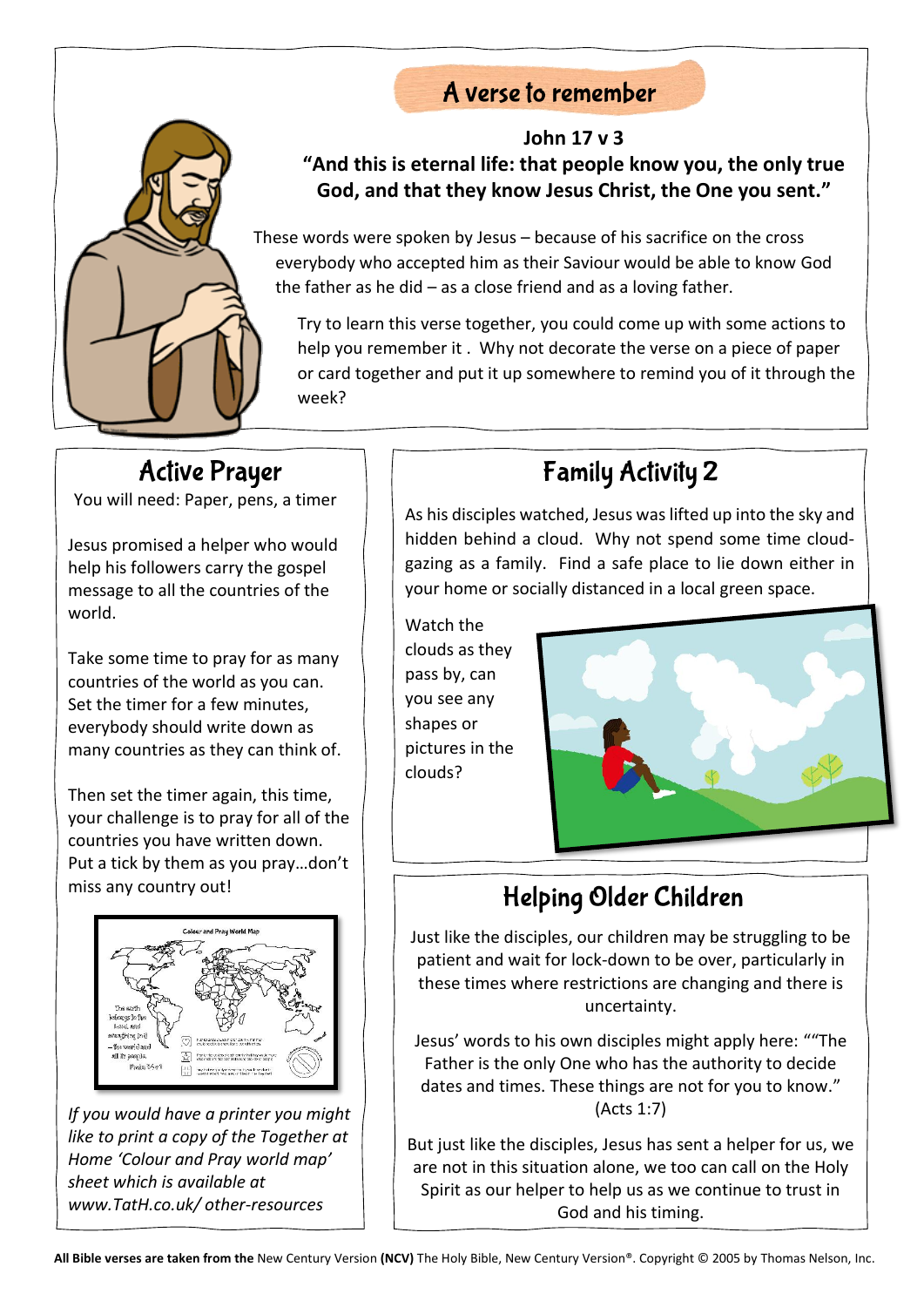## A verse to remember

**John 17 v 3**

**"And this is eternal life: that people know you, the only true God, and that they know Jesus Christ, the One you sent."**

These words were spoken by Jesus – because of his sacrifice on the cross everybody who accepted him as their Saviour would be able to know God the father as he did – as a close friend and as a loving father.

Try to learn this verse together, you could come up with some actions to help you remember it . Why not decorate the verse on a piece of paper or card together and put it up somewhere to remind you of it through the week?

## Active Prayer

You will need: Paper, pens, a timer

Jesus promised a helper who would help his followers carry the gospel message to all the countries of the world.

Take some time to pray for as many countries of the world as you can. Set the timer for a few minutes, everybody should write down as many countries as they can think of.

Then set the timer again, this time, your challenge is to pray for all of the countries you have written down. Put a tick by them as you pray…don't miss any country out!

*If you would have a printer you might like to print a copy of the Together at Home 'Colour and Pray world map' sheet which is available at www.TatH.co.uk/ other-resources*

## Family Activity 2

As his disciples watched, Jesus was lifted up into the sky and hidden behind a cloud. Why not spend some time cloud-gazing as a family. Find a safe place to lie down either in your home or socially distanced in a local green space.

Watch the clouds as they pass by, can you see any shapes or pictures in the clouds?

## Helping Older Children

Just like the disciples, our children may be struggling to be patient and wait for lock-down to be over, particularly in these times where restrictions are changing and there is uncertainty.

Jesus' words to his own disciples might apply here: ""The Father is the only One who has the authority to decide dates and times. These things are not for you to know." (Acts 1:7)

But just like the disciples, Jesus has sent a helper for us, we are not in this situation alone, we too can call on the Holy Spirit as our helper to help us as we continue to trust in God and his timing.

**All Bible verses are taken from the** New Century Version **(NCV)** The Holy Bible, New Century Version®. Copyright © 2005 by Thomas Nelson, Inc.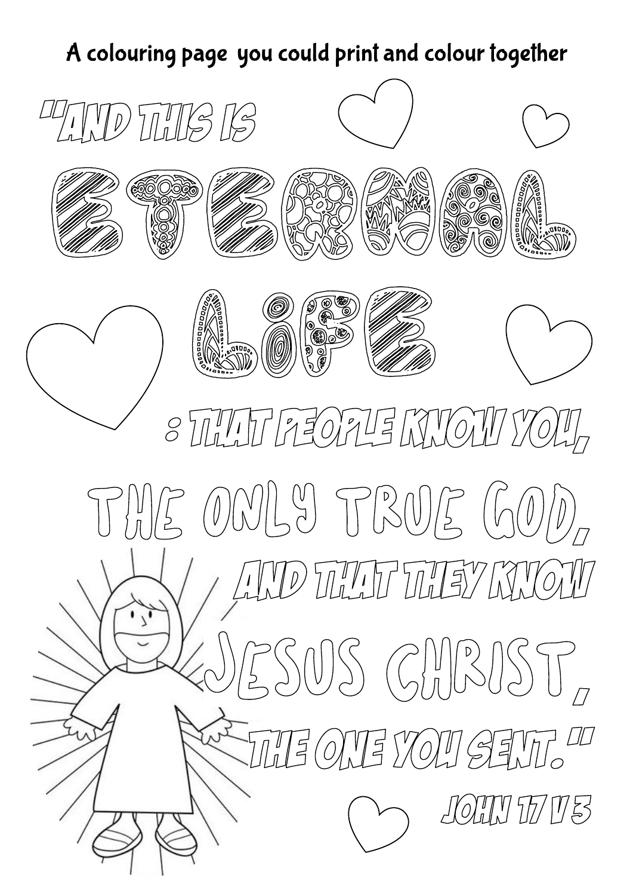A colouring page you could print and colour together

"AND THIS IS

ETERNAL

LIFE

: THAT PEOPLE KNOW YOU,

THE ONLY TRUE GOD,

AND THAT THEY KNOW

JESUS CHRIST,

THE ONE YOU SENT."

JOHN 17 V 3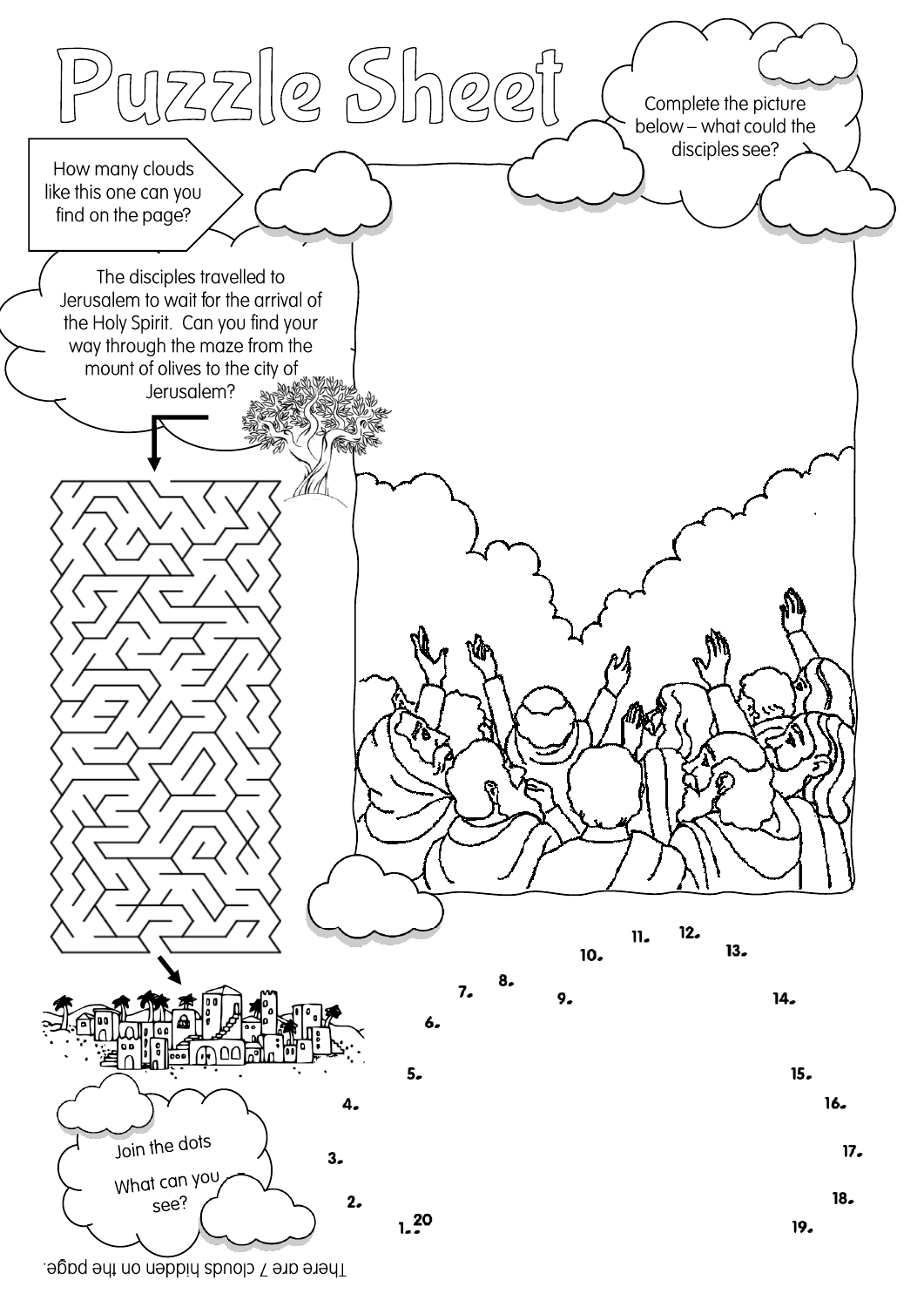# Puzzle Sheet

Complete the picture below – what could the disciples see?

How many clouds like this one can you find on the page?

The disciples travelled to Jerusalem to wait for the arrival of the Holy Spirit. Can you find your way through the maze from the mount of olives to the city of Jerusalem?

Join the dots

What can you see?

There are 7 clouds hidden on the page.